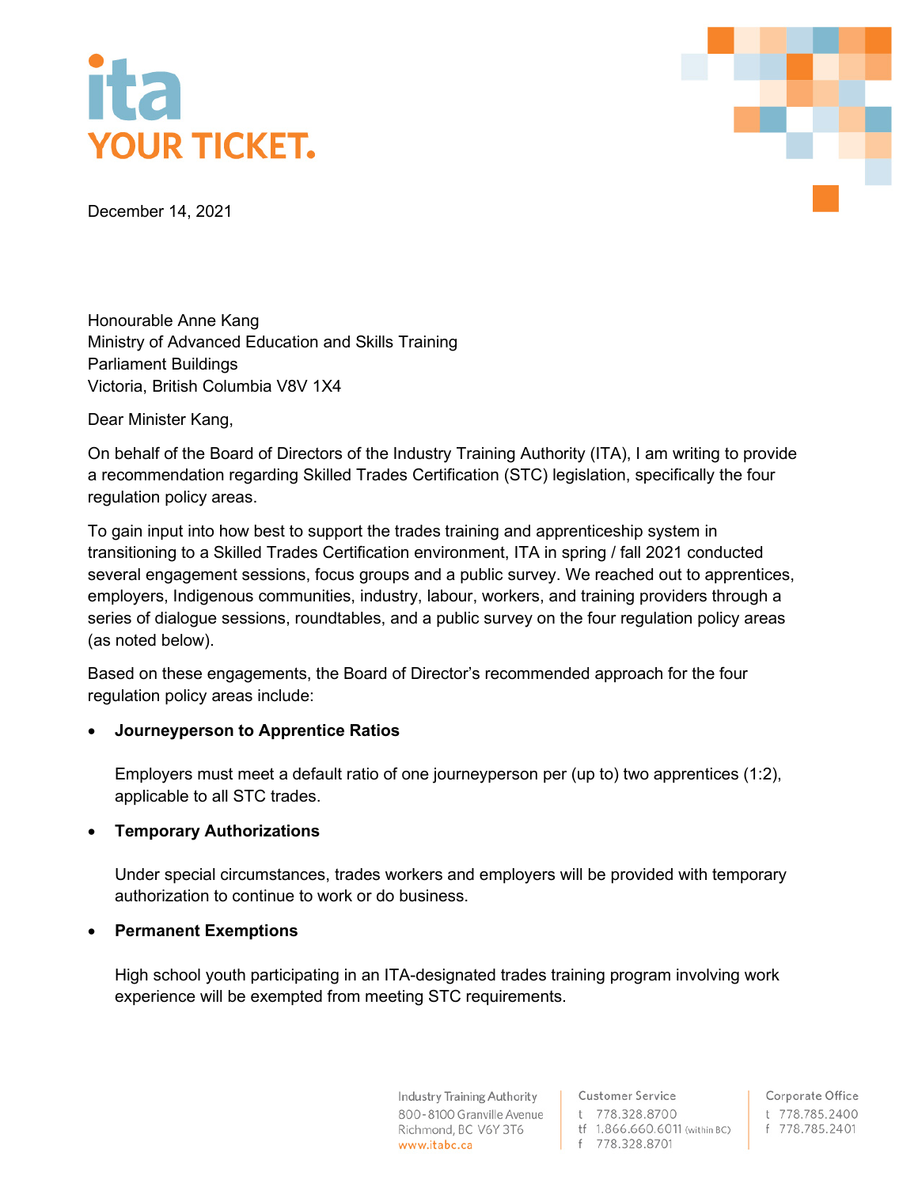ita YOUR TICKET.

December 14, 2021

Honourable Anne Kang
Ministry of Advanced Education and Skills Training
Parliament Buildings
Victoria, British Columbia V8V 1X4

Dear Minister Kang,

On behalf of the Board of Directors of the Industry Training Authority (ITA), I am writing to provide a recommendation regarding Skilled Trades Certification (STC) legislation, specifically the four regulation policy areas.

To gain input into how best to support the trades training and apprenticeship system in transitioning to a Skilled Trades Certification environment, ITA in spring / fall 2021 conducted several engagement sessions, focus groups and a public survey. We reached out to apprentices, employers, Indigenous communities, industry, labour, workers, and training providers through a series of dialogue sessions, roundtables, and a public survey on the four regulation policy areas (as noted below).

Based on these engagements, the Board of Director's recommended approach for the four regulation policy areas include:

- **Journeyperson to Apprentice Ratios**

  Employers must meet a default ratio of one journeyperson per (up to) two apprentices (1:2), applicable to all STC trades.

- **Temporary Authorizations**

  Under special circumstances, trades workers and employers will be provided with temporary authorization to continue to work or do business.

- **Permanent Exemptions**

  High school youth participating in an ITA-designated trades training program involving work experience will be exempted from meeting STC requirements.

Industry Training Authority
800-8100 Granville Avenue
Richmond, BC V6Y 3T6
www.itabc.ca

Customer Service
t 778.328.8700
tf 1.866.660.6011 (within BC)
f 778.328.8701

Corporate Office
t 778.785.2400
f 778.785.2401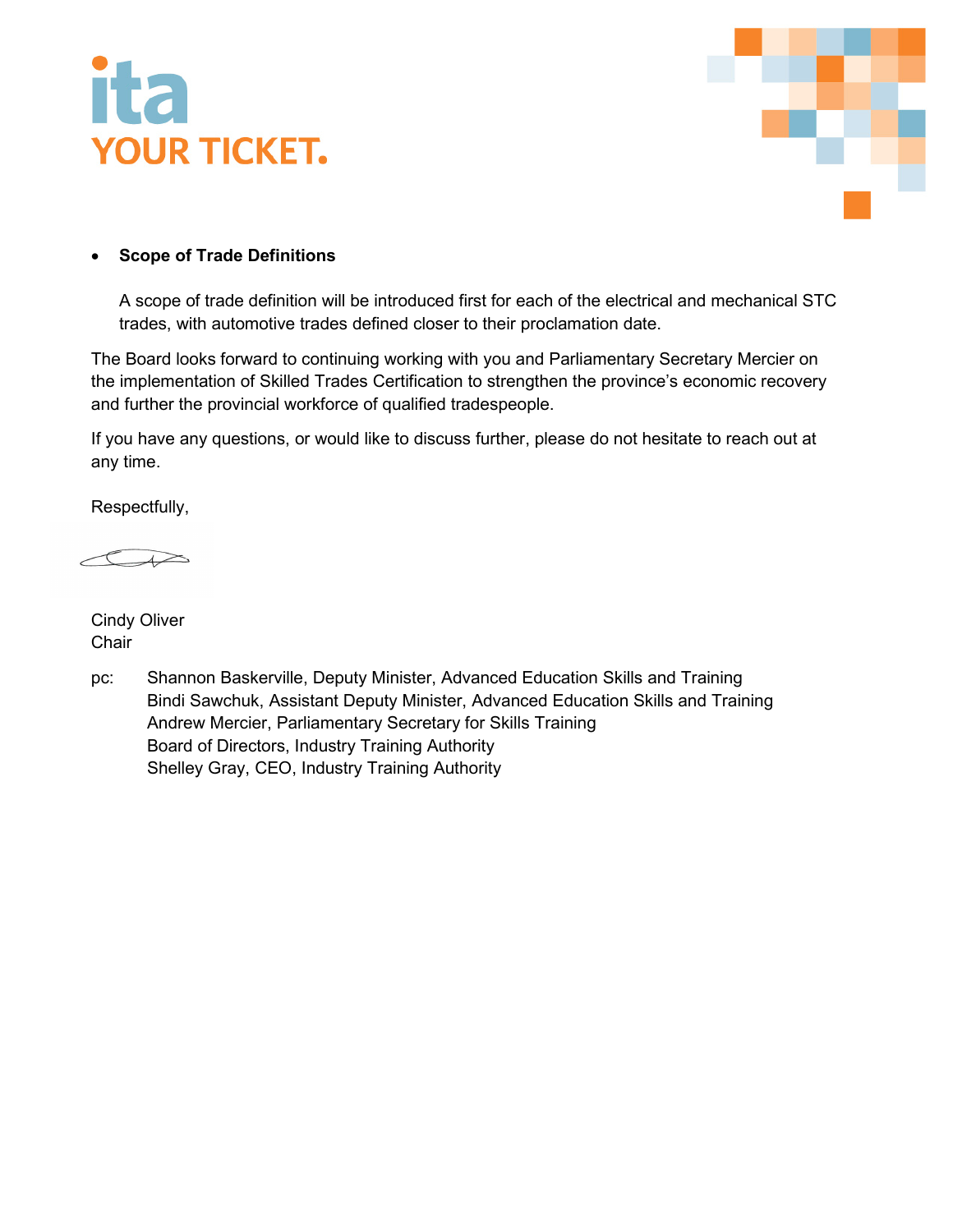- **Scope of Trade Definitions**

  A scope of trade definition will be introduced first for each of the electrical and mechanical STC trades, with automotive trades defined closer to their proclamation date.

The Board looks forward to continuing working with you and Parliamentary Secretary Mercier on the implementation of Skilled Trades Certification to strengthen the province's economic recovery and further the provincial workforce of qualified tradespeople.

If you have any questions, or would like to discuss further, please do not hesitate to reach out at any time.

Respectfully,

Cindy Oliver
Chair

pc: Shannon Baskerville, Deputy Minister, Advanced Education Skills and Training
Bindi Sawchuk, Assistant Deputy Minister, Advanced Education Skills and Training
Andrew Mercier, Parliamentary Secretary for Skills Training
Board of Directors, Industry Training Authority
Shelley Gray, CEO, Industry Training Authority